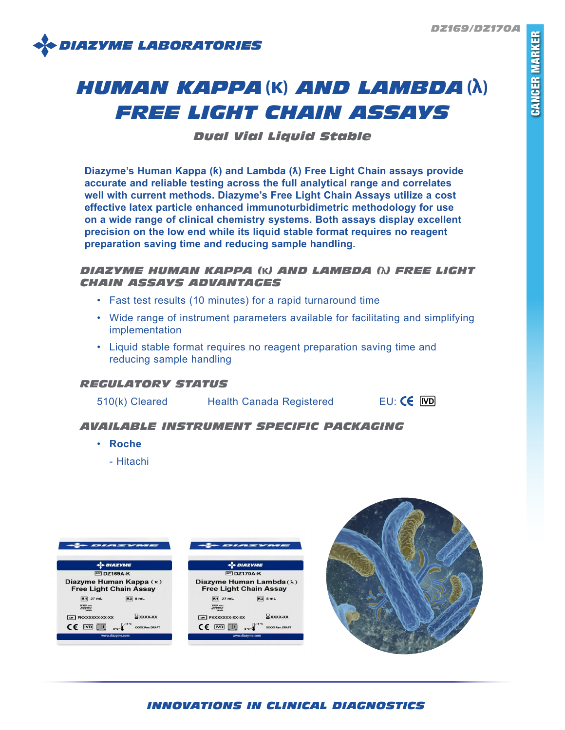DIAZYME LABORATORIES

DZ169/DZ170A

CANCER MARKER

# HUMAN KAPPA (κ) AND LAMBDA (λ) FREE LIGHT CHAIN ASSAYS

### Dual Vial Liquid Stable

**Diazyme's Human Kappa (κ) and Lambda (λ) Free Light Chain assays provide accurate and reliable testing across the full analytical range and correlates well with current methods. Diazyme's Free Light Chain Assays utilize a cost effective latex particle enhanced immunoturbidimetric methodology for use on a wide range of clinical chemistry systems. Both assays display excellent precision on the low end while its liquid stable format requires no reagent preparation saving time and reducing sample handling.**

## DIAZYME HUMAN KAPPA (κ) AND LAMBDA (λ) FREE LIGHT CHAIN ASSAYS ADVANTAGES

- Fast test results (10 minutes) for a rapid turnaround time
- Wide range of instrument parameters available for facilitating and simplifying implementation
- Liquid stable format requires no reagent preparation saving time and reducing sample handling

## REGULATORY STATUS

510(k) Cleared Health Canada Registered EU: CE IVD

## AVAILABLE INSTRUMENT SPECIFIC PACKAGING

- **Roche**
  - Hitachi

INNOVATIONS IN CLINICAL DIAGNOSTICS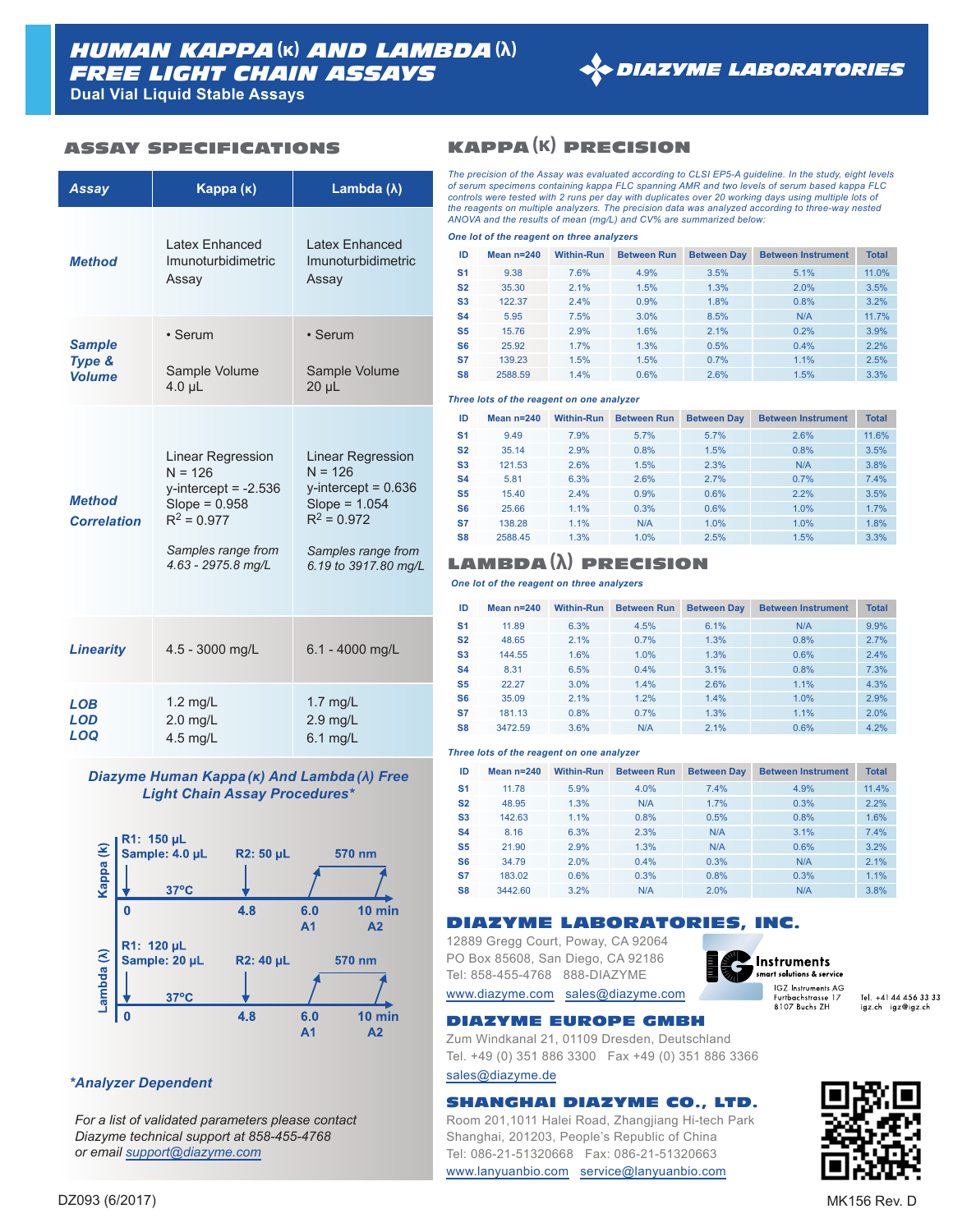# HUMAN KAPPA (κ) AND LAMBDA (λ) FREE LIGHT CHAIN ASSAYS

**Dual Vial Liquid Stable Assays**

DIAZYME LABORATORIES

## ASSAY SPECIFICATIONS

| Assay | Kappa (κ) | Lambda (λ) |
|---|---|---|
| *Method* | Latex Enhanced Imunoturbidimetric Assay | Latex Enhanced Imunoturbidimetric Assay |
| *Sample Type & Volume* | • Serum<br>Sample Volume 4.0 µL | • Serum<br>Sample Volume 20 µL |
| *Method Correlation* | Linear Regression<br>N = 126<br>y-intercept = -2.536<br>Slope = 0.958<br>$R^2$ = 0.977<br>*Samples range from 4.63 - 2975.8 mg/L* | Linear Regression<br>N = 126<br>y-intercept = 0.636<br>Slope = 1.054<br>$R^2$ = 0.972<br>*Samples range from 6.19 to 3917.80 mg/L* |
| *Linearity* | 4.5 - 3000 mg/L | 6.1 - 4000 mg/L |
| *LOB*<br>*LOD*<br>*LOQ* | 1.2 mg/L<br>2.0 mg/L<br>4.5 mg/L | 1.7 mg/L<br>2.9 mg/L<br>6.1 mg/L |

### *Diazyme Human Kappa (κ) And Lambda (λ) Free Light Chain Assay Procedures**

Kappa (κ)
R1: 150 µL
Sample: 4.0 µL
R2: 50 µL
570 nm
37°C
0
4.8
6.0
A1
10 min
A2

Lambda (λ)
R1: 120 µL
Sample: 20 µL
R2: 40 µL
570 nm
37°C
0
4.8
6.0
A1
10 min
A2

**\*Analyzer Dependent**

*For a list of validated parameters please contact Diazyme technical support at 858-455-4768 or email support@diazyme.com*

## KAPPA (κ) PRECISION

*The precision of the Assay was evaluated according to CLSI EP5-A guideline. In the study, eight levels of serum specimens containing kappa FLC spanning AMR and two levels of serum based kappa FLC controls were tested with 2 runs per day with duplicates over 20 working days using multiple lots of the reagents on multiple analyzers. The precision data was analyzed according to three-way nested ANOVA and the results of mean (mg/L) and CV% are summarized below:*

***One lot of the reagent on three analyzers***

| ID | Mean n=240 | Within-Run | Between Run | Between Day | Between Instrument | Total |
|---|---|---|---|---|---|---|
| S1 | 9.38 | 7.6% | 4.9% | 3.5% | 5.1% | 11.0% |
| S2 | 35.30 | 2.1% | 1.5% | 1.3% | 2.0% | 3.5% |
| S3 | 122.37 | 2.4% | 0.9% | 1.8% | 0.8% | 3.2% |
| S4 | 5.95 | 7.5% | 3.0% | 8.5% | N/A | 11.7% |
| S5 | 15.76 | 2.9% | 1.6% | 2.1% | 0.2% | 3.9% |
| S6 | 25.92 | 1.7% | 1.3% | 0.5% | 0.4% | 2.2% |
| S7 | 139.23 | 1.5% | 1.5% | 0.7% | 1.1% | 2.5% |
| S8 | 2588.59 | 1.4% | 0.6% | 2.6% | 1.5% | 3.3% |

***Three lots of the reagent on one analyzer***

| ID | Mean n=240 | Within-Run | Between Run | Between Day | Between Instrument | Total |
|---|---|---|---|---|---|---|
| S1 | 9.49 | 7.9% | 5.7% | 5.7% | 2.6% | 11.6% |
| S2 | 35.14 | 2.9% | 0.8% | 1.5% | 0.8% | 3.5% |
| S3 | 121.53 | 2.6% | 1.5% | 2.3% | N/A | 3.8% |
| S4 | 5.81 | 6.3% | 2.6% | 2.7% | 0.7% | 7.4% |
| S5 | 15.40 | 2.4% | 0.9% | 0.6% | 2.2% | 3.5% |
| S6 | 25.66 | 1.1% | 0.3% | 0.6% | 1.0% | 1.7% |
| S7 | 138.28 | 1.1% | N/A | 1.0% | 1.0% | 1.8% |
| S8 | 2588.45 | 1.3% | 1.0% | 2.5% | 1.5% | 3.3% |

## LAMBDA (λ) PRECISION

***One lot of the reagent on three analyzers***

| ID | Mean n=240 | Within-Run | Between Run | Between Day | Between Instrument | Total |
|---|---|---|---|---|---|---|
| S1 | 11.89 | 6.3% | 4.5% | 6.1% | N/A | 9.9% |
| S2 | 48.65 | 2.1% | 0.7% | 1.3% | 0.8% | 2.7% |
| S3 | 144.55 | 1.6% | 1.0% | 1.3% | 0.6% | 2.4% |
| S4 | 8.31 | 6.5% | 0.4% | 3.1% | 0.8% | 7.3% |
| S5 | 22.27 | 3.0% | 1.4% | 2.6% | 1.1% | 4.3% |
| S6 | 35.09 | 2.1% | 1.2% | 1.4% | 1.0% | 2.9% |
| S7 | 181.13 | 0.8% | 0.7% | 1.3% | 1.1% | 2.0% |
| S8 | 3472.59 | 3.6% | N/A | 2.1% | 0.6% | 4.2% |

***Three lots of the reagent on one analyzer***

| ID | Mean n=240 | Within-Run | Between Run | Between Day | Between Instrument | Total |
|---|---|---|---|---|---|---|
| S1 | 11.78 | 5.9% | 4.0% | 7.4% | 4.9% | 11.4% |
| S2 | 48.95 | 1.3% | N/A | 1.7% | 0.3% | 2.2% |
| S3 | 142.63 | 1.1% | 0.8% | 0.5% | 0.8% | 1.6% |
| S4 | 8.16 | 6.3% | 2.3% | N/A | 3.1% | 7.4% |
| S5 | 21.90 | 2.9% | 1.3% | N/A | 0.6% | 3.2% |
| S6 | 34.79 | 2.0% | 0.4% | 0.3% | N/A | 2.1% |
| S7 | 183.02 | 0.6% | 0.3% | 0.8% | 0.3% | 1.1% |
| S8 | 3442.60 | 3.2% | N/A | 2.0% | N/A | 3.8% |

## DIAZYME LABORATORIES, INC.

12889 Gregg Court, Poway, CA 92064
PO Box 85608, San Diego, CA 92186
Tel: 858-455-4768 888-DIAZYME
www.diazyme.com sales@diazyme.com

IGZ Instruments smart solutions & service
IGZ Instruments AG
Furtbachstrasse 17
8107 Buchs ZH
Tel. +41 44 456 33 33
igz.ch igz@igz.ch

## DIAZYME EUROPE GMBH

Zum Windkanal 21, 01109 Dresden, Deutschland
Tel. +49 (0) 351 886 3300 Fax +49 (0) 351 886 3366
sales@diazyme.de

## SHANGHAI DIAZYME CO., LTD.

Room 201,1011 Halei Road, Zhangjiang Hi-tech Park
Shanghai, 201203, People's Republic of China
Tel: 086-21-51320668 Fax: 086-21-51320663
www.lanyuanbio.com service@lanyuanbio.com

DZ093 (6/2017)

MK156 Rev. D